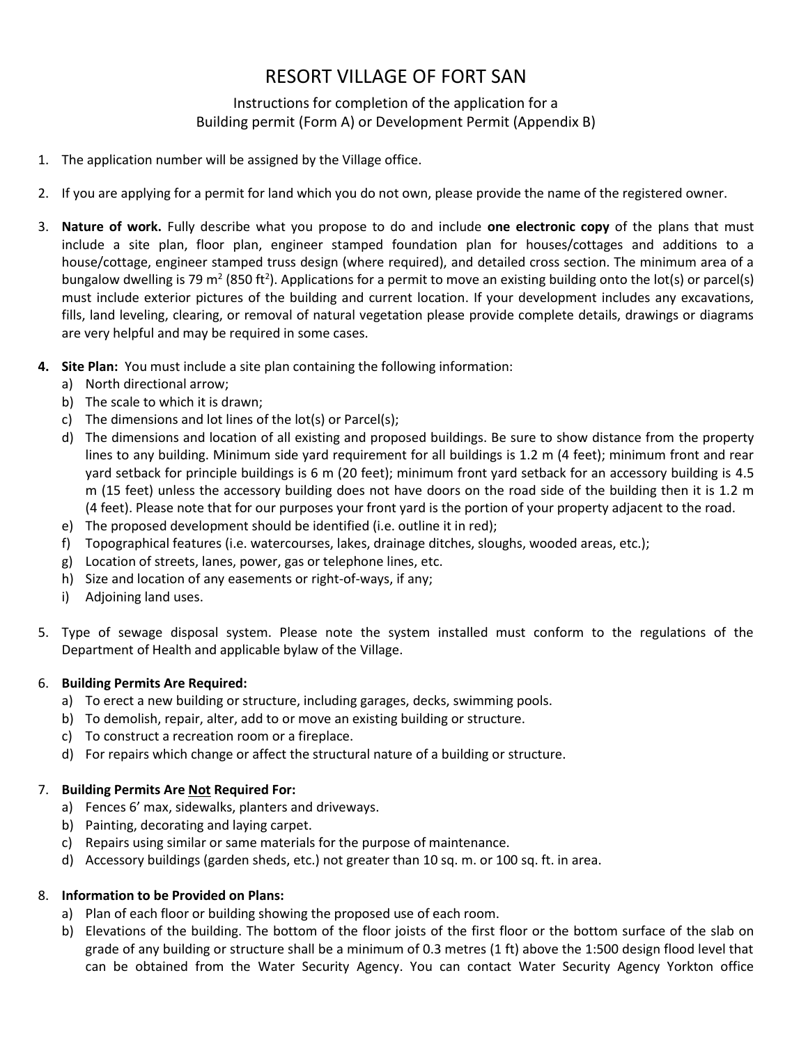# RESORT VILLAGE OF FORT SAN

Instructions for completion of the application for a
Building permit (Form A) or Development Permit (Appendix B)

1. The application number will be assigned by the Village office.

2. If you are applying for a permit for land which you do not own, please provide the name of the registered owner.

3. **Nature of work.** Fully describe what you propose to do and include **one electronic copy** of the plans that must include a site plan, floor plan, engineer stamped foundation plan for houses/cottages and additions to a house/cottage, engineer stamped truss design (where required), and detailed cross section. The minimum area of a bungalow dwelling is 79 $m^2$ (850 $ft^2$). Applications for a permit to move an existing building onto the lot(s) or parcel(s) must include exterior pictures of the building and current location. If your development includes any excavations, fills, land leveling, clearing, or removal of natural vegetation please provide complete details, drawings or diagrams are very helpful and may be required in some cases.

4. **Site Plan:** You must include a site plan containing the following information:
   a) North directional arrow;
   b) The scale to which it is drawn;
   c) The dimensions and lot lines of the lot(s) or Parcel(s);
   d) The dimensions and location of all existing and proposed buildings. Be sure to show distance from the property lines to any building. Minimum side yard requirement for all buildings is 1.2 m (4 feet); minimum front and rear yard setback for principle buildings is 6 m (20 feet); minimum front yard setback for an accessory building is 4.5 m (15 feet) unless the accessory building does not have doors on the road side of the building then it is 1.2 m (4 feet). Please note that for our purposes your front yard is the portion of your property adjacent to the road.
   e) The proposed development should be identified (i.e. outline it in red);
   f) Topographical features (i.e. watercourses, lakes, drainage ditches, sloughs, wooded areas, etc.);
   g) Location of streets, lanes, power, gas or telephone lines, etc.
   h) Size and location of any easements or right-of-ways, if any;
   i) Adjoining land uses.

5. Type of sewage disposal system. Please note the system installed must conform to the regulations of the Department of Health and applicable bylaw of the Village.

6. **Building Permits Are Required:**
   a) To erect a new building or structure, including garages, decks, swimming pools.
   b) To demolish, repair, alter, add to or move an existing building or structure.
   c) To construct a recreation room or a fireplace.
   d) For repairs which change or affect the structural nature of a building or structure.

7. **Building Permits Are <u>Not</u> Required For:**
   a) Fences 6' max, sidewalks, planters and driveways.
   b) Painting, decorating and laying carpet.
   c) Repairs using similar or same materials for the purpose of maintenance.
   d) Accessory buildings (garden sheds, etc.) not greater than 10 sq. m. or 100 sq. ft. in area.

8. **Information to be Provided on Plans:**
   a) Plan of each floor or building showing the proposed use of each room.
   b) Elevations of the building. The bottom of the floor joists of the first floor or the bottom surface of the slab on grade of any building or structure shall be a minimum of 0.3 metres (1 ft) above the 1:500 design flood level that can be obtained from the Water Security Agency. You can contact Water Security Agency Yorkton office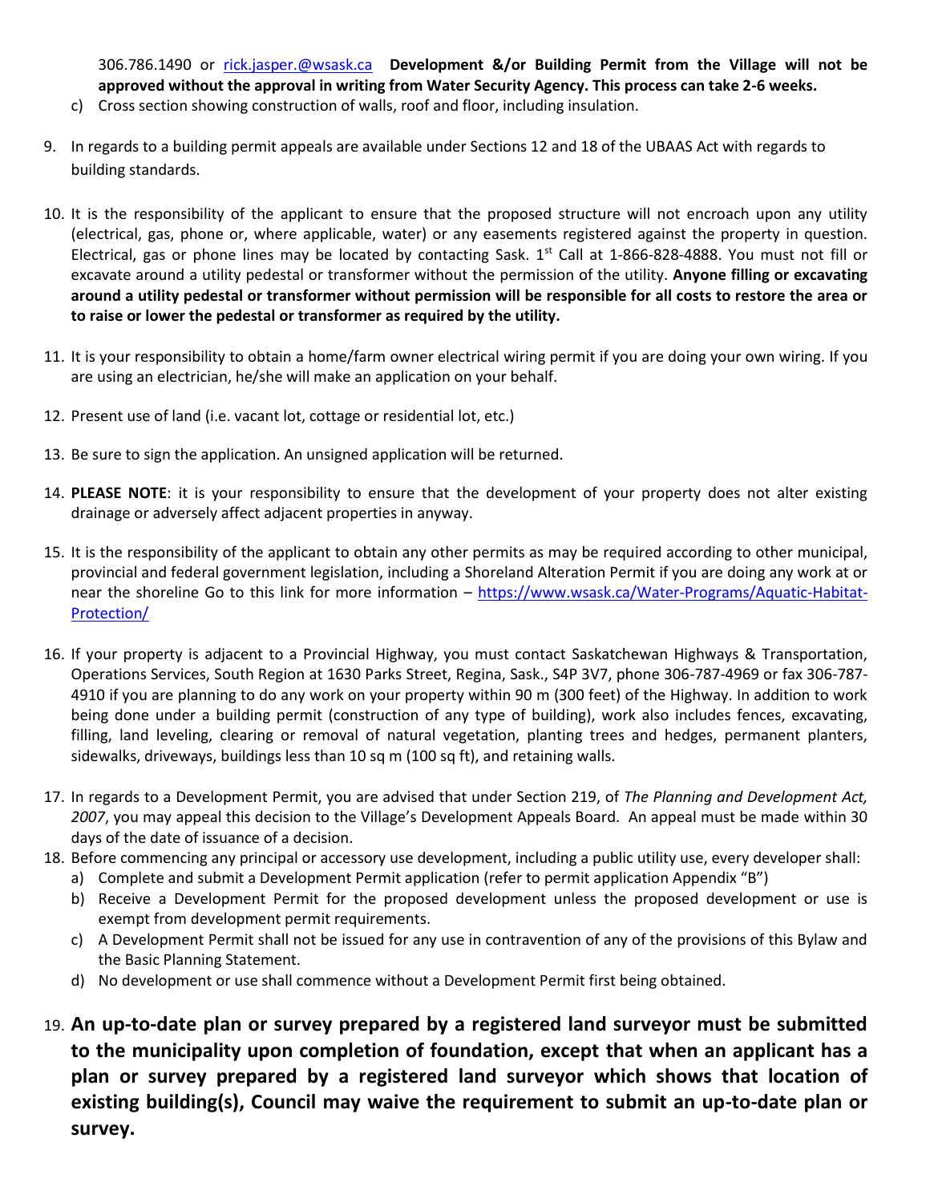306.786.1490 or rick.jasper.@wsask.ca **Development &/or Building Permit from the Village will not be approved without the approval in writing from Water Security Agency. This process can take 2-6 weeks.**

c) Cross section showing construction of walls, roof and floor, including insulation.

9. In regards to a building permit appeals are available under Sections 12 and 18 of the UBAAS Act with regards to building standards.

10. It is the responsibility of the applicant to ensure that the proposed structure will not encroach upon any utility (electrical, gas, phone or, where applicable, water) or any easements registered against the property in question. Electrical, gas or phone lines may be located by contacting Sask. 1st Call at 1-866-828-4888. You must not fill or excavate around a utility pedestal or transformer without the permission of the utility. **Anyone filling or excavating around a utility pedestal or transformer without permission will be responsible for all costs to restore the area or to raise or lower the pedestal or transformer as required by the utility.**

11. It is your responsibility to obtain a home/farm owner electrical wiring permit if you are doing your own wiring. If you are using an electrician, he/she will make an application on your behalf.

12. Present use of land (i.e. vacant lot, cottage or residential lot, etc.)

13. Be sure to sign the application. An unsigned application will be returned.

14. **PLEASE NOTE**: it is your responsibility to ensure that the development of your property does not alter existing drainage or adversely affect adjacent properties in anyway.

15. It is the responsibility of the applicant to obtain any other permits as may be required according to other municipal, provincial and federal government legislation, including a Shoreland Alteration Permit if you are doing any work at or near the shoreline Go to this link for more information – https://www.wsask.ca/Water-Programs/Aquatic-Habitat-Protection/

16. If your property is adjacent to a Provincial Highway, you must contact Saskatchewan Highways & Transportation, Operations Services, South Region at 1630 Parks Street, Regina, Sask., S4P 3V7, phone 306-787-4969 or fax 306-787-4910 if you are planning to do any work on your property within 90 m (300 feet) of the Highway. In addition to work being done under a building permit (construction of any type of building), work also includes fences, excavating, filling, land leveling, clearing or removal of natural vegetation, planting trees and hedges, permanent planters, sidewalks, driveways, buildings less than 10 sq m (100 sq ft), and retaining walls.

17. In regards to a Development Permit, you are advised that under Section 219, of *The Planning and Development Act, 2007*, you may appeal this decision to the Village's Development Appeals Board. An appeal must be made within 30 days of the date of issuance of a decision.

18. Before commencing any principal or accessory use development, including a public utility use, every developer shall:
    a) Complete and submit a Development Permit application (refer to permit application Appendix "B")
    b) Receive a Development Permit for the proposed development unless the proposed development or use is exempt from development permit requirements.
    c) A Development Permit shall not be issued for any use in contravention of any of the provisions of this Bylaw and the Basic Planning Statement.
    d) No development or use shall commence without a Development Permit first being obtained.

19. **An up-to-date plan or survey prepared by a registered land surveyor must be submitted to the municipality upon completion of foundation, except that when an applicant has a plan or survey prepared by a registered land surveyor which shows that location of existing building(s), Council may waive the requirement to submit an up-to-date plan or survey.**